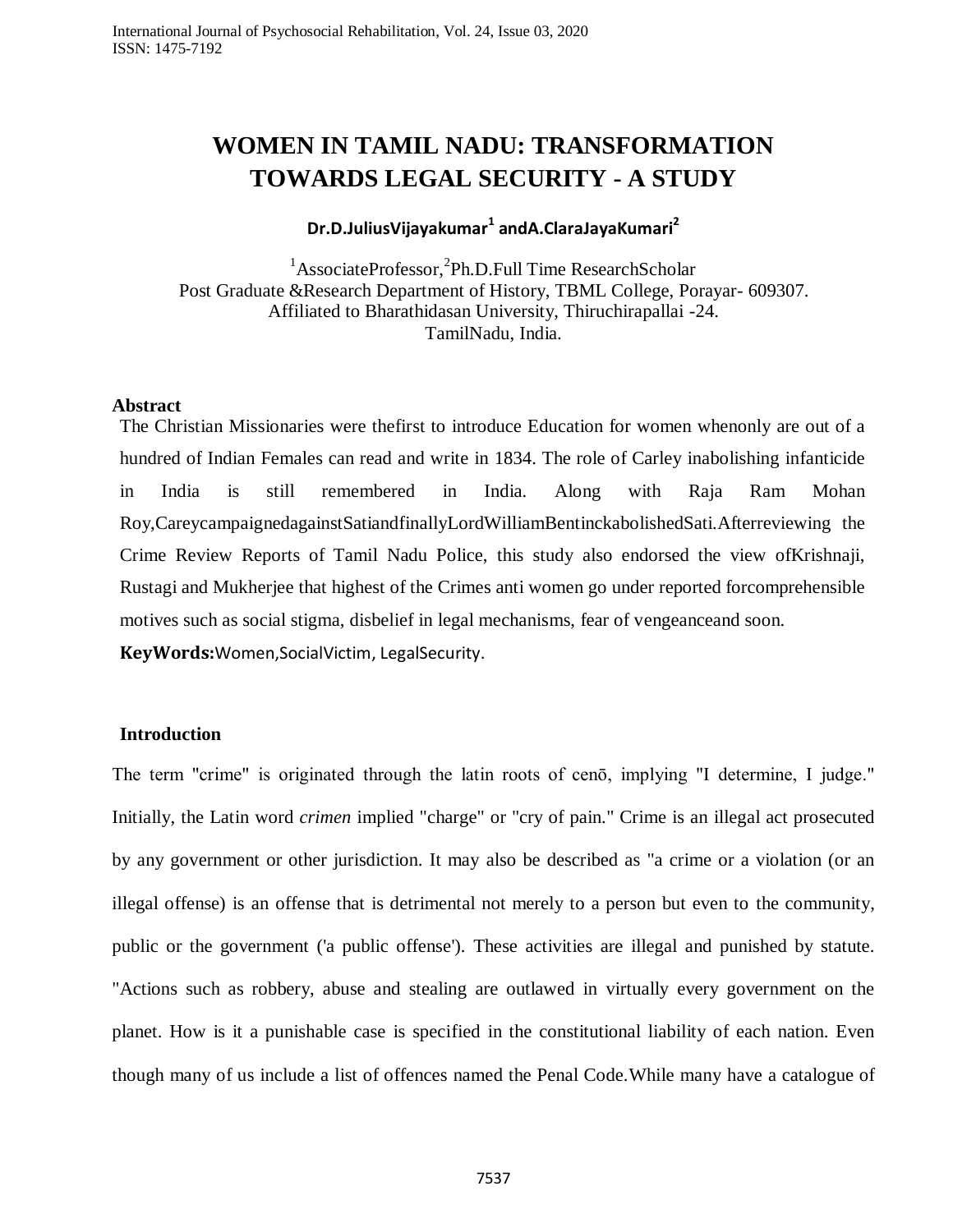# WOMEN IN TAMIL NADU: TRANSFORMATION TOWARDS LEGAL SECURITY - A STUDY

**Dr.D.JuliusVijayakumar[1] andA.ClaraJayaKumari[2]**

[1]AssociateProfessor,[2]Ph.D.Full Time ResearchScholar
Post Graduate &Research Department of History, TBML College, Porayar- 609307.
Affiliated to Bharathidasan University, Thiruchirapallai -24.
TamilNadu, India.

**Abstract**

The Christian Missionaries were thefirst to introduce Education for women whenonly are out of a hundred of Indian Females can read and write in 1834. The role of Carley inabolishing infanticide in India is still remembered in India. Along with Raja Ram Mohan Roy,CareycampaignedagainstSatiandfinallyLordWilliamBentinckabolishedSati.Afterreviewing the Crime Review Reports of Tamil Nadu Police, this study also endorsed the view ofKrishnaji, Rustagi and Mukherjee that highest of the Crimes anti women go under reported forcomprehensible motives such as social stigma, disbelief in legal mechanisms, fear of vengeanceand soon.

**KeyWords:**Women,SocialVictim, LegalSecurity.

## Introduction

The term "crime" is originated through the latin roots of cenō, implying "I determine, I judge." Initially, the Latin word *crimen* implied "charge" or "cry of pain." Crime is an illegal act prosecuted by any government or other jurisdiction. It may also be described as "a crime or a violation (or an illegal offense) is an offense that is detrimental not merely to a person but even to the community, public or the government ('a public offense'). These activities are illegal and punished by statute. "Actions such as robbery, abuse and stealing are outlawed in virtually every government on the planet. How is it a punishable case is specified in the constitutional liability of each nation. Even though many of us include a list of offences named the Penal Code.While many have a catalogue of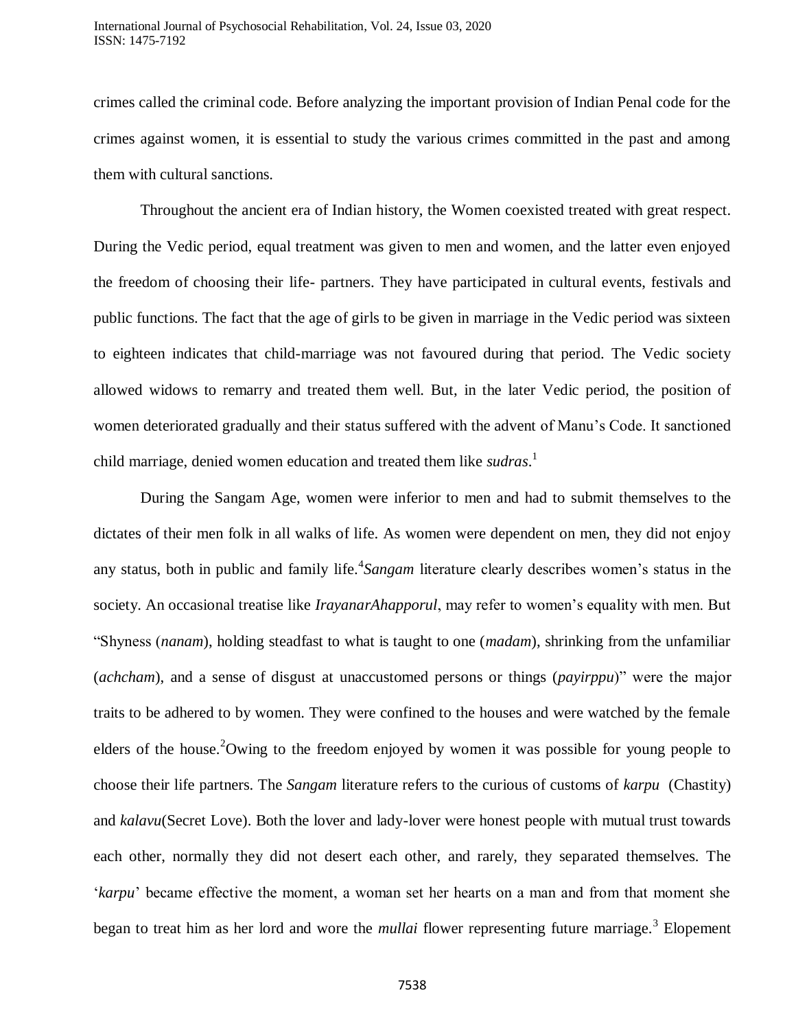crimes called the criminal code. Before analyzing the important provision of Indian Penal code for the crimes against women, it is essential to study the various crimes committed in the past and among them with cultural sanctions.

Throughout the ancient era of Indian history, the Women coexisted treated with great respect. During the Vedic period, equal treatment was given to men and women, and the latter even enjoyed the freedom of choosing their life- partners. They have participated in cultural events, festivals and public functions. The fact that the age of girls to be given in marriage in the Vedic period was sixteen to eighteen indicates that child-marriage was not favoured during that period. The Vedic society allowed widows to remarry and treated them well. But, in the later Vedic period, the position of women deteriorated gradually and their status suffered with the advent of Manu's Code. It sanctioned child marriage, denied women education and treated them like *sudras*.[1]

During the Sangam Age, women were inferior to men and had to submit themselves to the dictates of their men folk in all walks of life. As women were dependent on men, they did not enjoy any status, both in public and family life.[4] *Sangam* literature clearly describes women's status in the society. An occasional treatise like *IrayanarAhapporul*, may refer to women's equality with men. But "Shyness (*nanam*), holding steadfast to what is taught to one (*madam*), shrinking from the unfamiliar (*achcham*), and a sense of disgust at unaccustomed persons or things (*payirppu*)" were the major traits to be adhered to by women. They were confined to the houses and were watched by the female elders of the house.[2] Owing to the freedom enjoyed by women it was possible for young people to choose their life partners. The *Sangam* literature refers to the curious of customs of *karpu* (Chastity) and *kalavu*(Secret Love). Both the lover and lady-lover were honest people with mutual trust towards each other, normally they did not desert each other, and rarely, they separated themselves. The '*karpu*' became effective the moment, a woman set her hearts on a man and from that moment she began to treat him as her lord and wore the *mullai* flower representing future marriage.[3] Elopement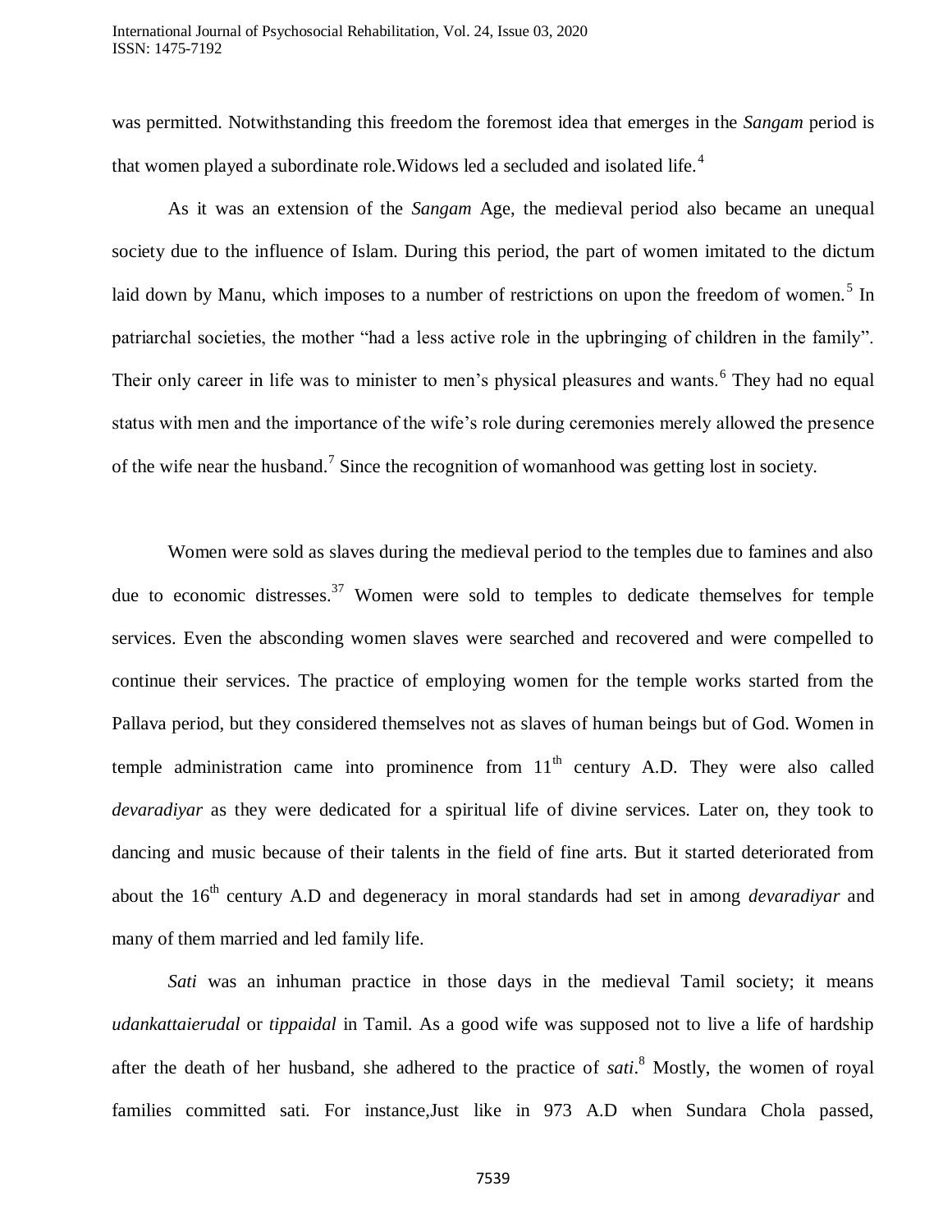was permitted. Notwithstanding this freedom the foremost idea that emerges in the *Sangam* period is that women played a subordinate role.Widows led a secluded and isolated life.[4]

As it was an extension of the *Sangam* Age, the medieval period also became an unequal society due to the influence of Islam. During this period, the part of women imitated to the dictum laid down by Manu, which imposes to a number of restrictions on upon the freedom of women.[5] In patriarchal societies, the mother "had a less active role in the upbringing of children in the family". Their only career in life was to minister to men's physical pleasures and wants.[6] They had no equal status with men and the importance of the wife's role during ceremonies merely allowed the presence of the wife near the husband.[7] Since the recognition of womanhood was getting lost in society.

Women were sold as slaves during the medieval period to the temples due to famines and also due to economic distresses.[37] Women were sold to temples to dedicate themselves for temple services. Even the absconding women slaves were searched and recovered and were compelled to continue their services. The practice of employing women for the temple works started from the Pallava period, but they considered themselves not as slaves of human beings but of God. Women in temple administration came into prominence from 11th century A.D. They were also called *devaradiyar* as they were dedicated for a spiritual life of divine services. Later on, they took to dancing and music because of their talents in the field of fine arts. But it started deteriorated from about the 16th century A.D and degeneracy in moral standards had set in among *devaradiyar* and many of them married and led family life.

*Sati* was an inhuman practice in those days in the medieval Tamil society; it means *udankattaierudal* or *tippaidal* in Tamil. As a good wife was supposed not to live a life of hardship after the death of her husband, she adhered to the practice of *sati*.[8] Mostly, the women of royal families committed sati. For instance,Just like in 973 A.D when Sundara Chola passed,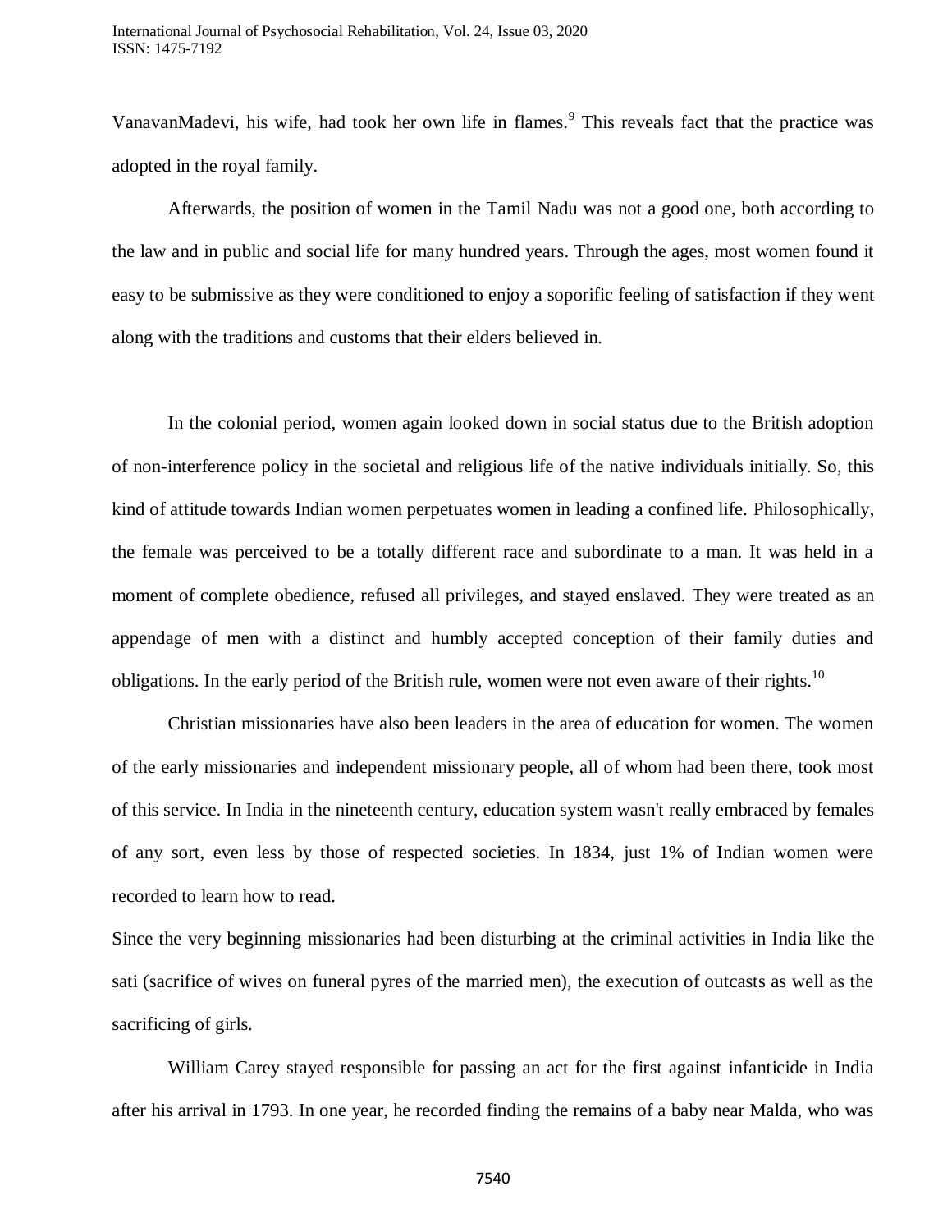VanavanMadevi, his wife, had took her own life in flames.[9] This reveals fact that the practice was adopted in the royal family.

Afterwards, the position of women in the Tamil Nadu was not a good one, both according to the law and in public and social life for many hundred years. Through the ages, most women found it easy to be submissive as they were conditioned to enjoy a soporific feeling of satisfaction if they went along with the traditions and customs that their elders believed in.

In the colonial period, women again looked down in social status due to the British adoption of non-interference policy in the societal and religious life of the native individuals initially. So, this kind of attitude towards Indian women perpetuates women in leading a confined life. Philosophically, the female was perceived to be a totally different race and subordinate to a man. It was held in a moment of complete obedience, refused all privileges, and stayed enslaved. They were treated as an appendage of men with a distinct and humbly accepted conception of their family duties and obligations. In the early period of the British rule, women were not even aware of their rights.[10]

Christian missionaries have also been leaders in the area of education for women. The women of the early missionaries and independent missionary people, all of whom had been there, took most of this service. In India in the nineteenth century, education system wasn't really embraced by females of any sort, even less by those of respected societies. In 1834, just 1% of Indian women were recorded to learn how to read.

Since the very beginning missionaries had been disturbing at the criminal activities in India like the sati (sacrifice of wives on funeral pyres of the married men), the execution of outcasts as well as the sacrificing of girls.

William Carey stayed responsible for passing an act for the first against infanticide in India after his arrival in 1793. In one year, he recorded finding the remains of a baby near Malda, who was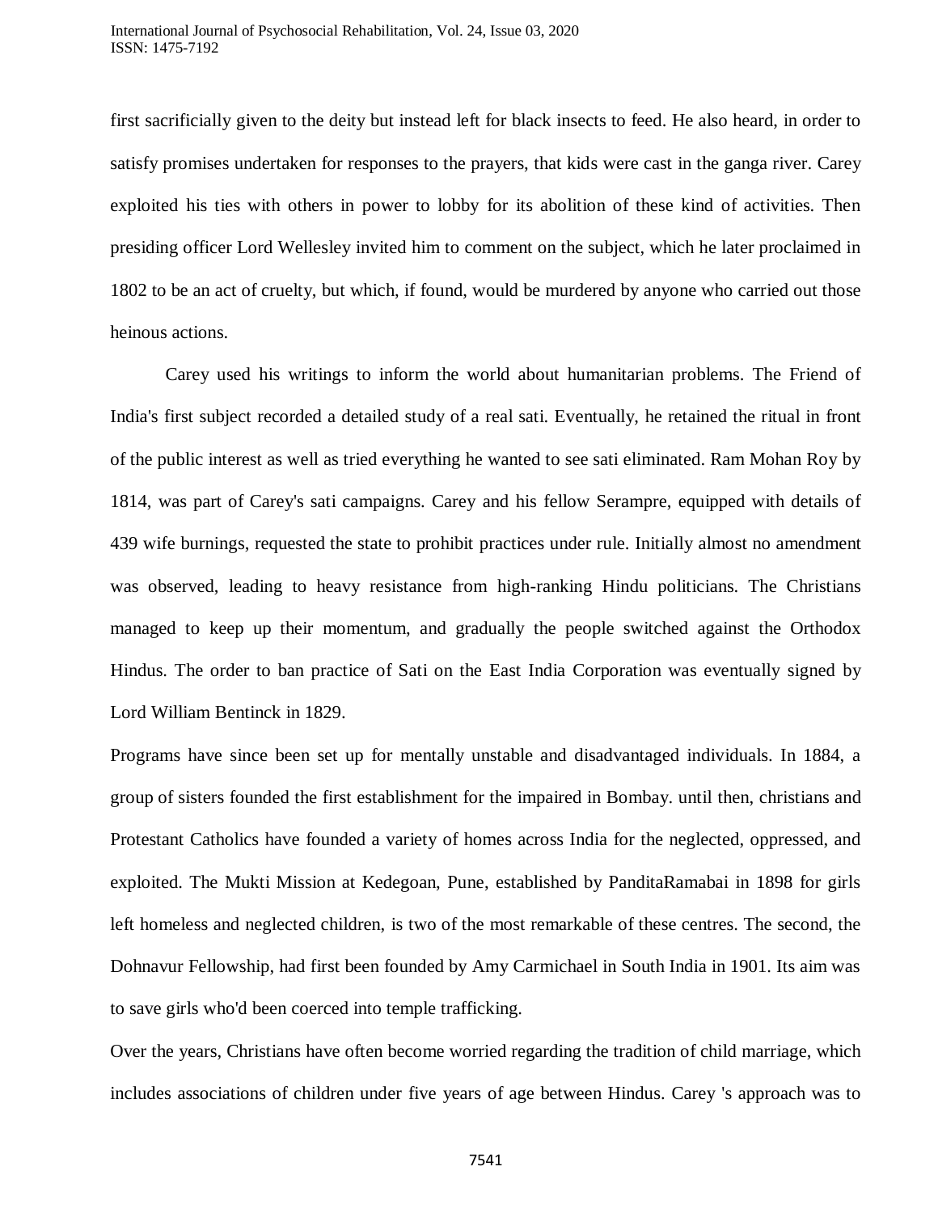first sacrificially given to the deity but instead left for black insects to feed. He also heard, in order to satisfy promises undertaken for responses to the prayers, that kids were cast in the ganga river. Carey exploited his ties with others in power to lobby for its abolition of these kind of activities. Then presiding officer Lord Wellesley invited him to comment on the subject, which he later proclaimed in 1802 to be an act of cruelty, but which, if found, would be murdered by anyone who carried out those heinous actions.

Carey used his writings to inform the world about humanitarian problems. The Friend of India's first subject recorded a detailed study of a real sati. Eventually, he retained the ritual in front of the public interest as well as tried everything he wanted to see sati eliminated. Ram Mohan Roy by 1814, was part of Carey's sati campaigns. Carey and his fellow Serampre, equipped with details of 439 wife burnings, requested the state to prohibit practices under rule. Initially almost no amendment was observed, leading to heavy resistance from high-ranking Hindu politicians. The Christians managed to keep up their momentum, and gradually the people switched against the Orthodox Hindus. The order to ban practice of Sati on the East India Corporation was eventually signed by Lord William Bentinck in 1829.

Programs have since been set up for mentally unstable and disadvantaged individuals. In 1884, a group of sisters founded the first establishment for the impaired in Bombay. until then, christians and Protestant Catholics have founded a variety of homes across India for the neglected, oppressed, and exploited. The Mukti Mission at Kedegoan, Pune, established by PanditaRamabai in 1898 for girls left homeless and neglected children, is two of the most remarkable of these centres. The second, the Dohnavur Fellowship, had first been founded by Amy Carmichael in South India in 1901. Its aim was to save girls who'd been coerced into temple trafficking.

Over the years, Christians have often become worried regarding the tradition of child marriage, which includes associations of children under five years of age between Hindus. Carey 's approach was to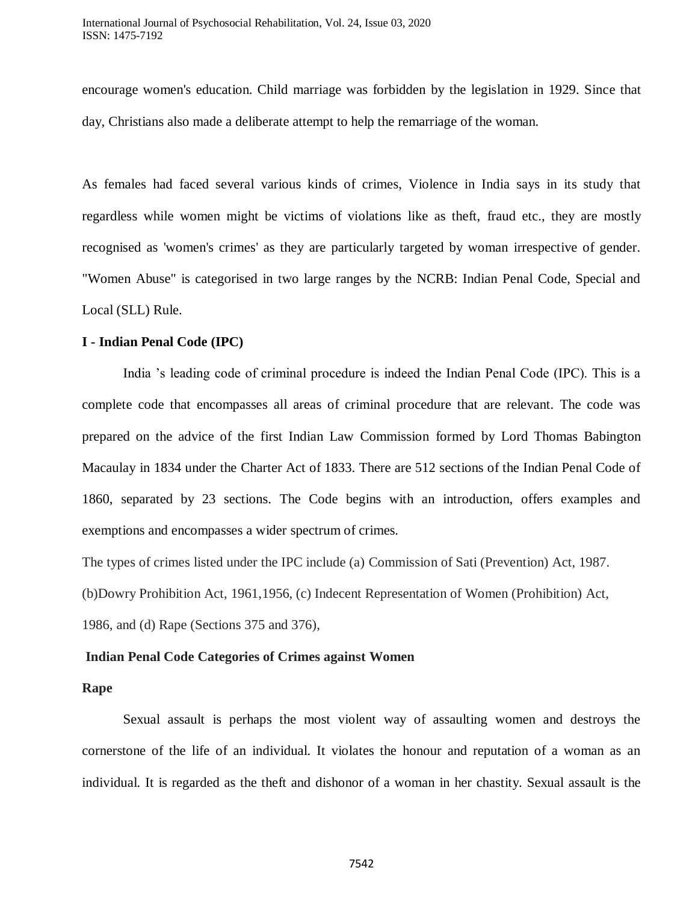encourage women's education. Child marriage was forbidden by the legislation in 1929. Since that day, Christians also made a deliberate attempt to help the remarriage of the woman.

As females had faced several various kinds of crimes, Violence in India says in its study that regardless while women might be victims of violations like as theft, fraud etc., they are mostly recognised as 'women's crimes' as they are particularly targeted by woman irrespective of gender. "Women Abuse" is categorised in two large ranges by the NCRB: Indian Penal Code, Special and Local (SLL) Rule.

**I - Indian Penal Code (IPC)**

India 's leading code of criminal procedure is indeed the Indian Penal Code (IPC). This is a complete code that encompasses all areas of criminal procedure that are relevant. The code was prepared on the advice of the first Indian Law Commission formed by Lord Thomas Babington Macaulay in 1834 under the Charter Act of 1833. There are 512 sections of the Indian Penal Code of 1860, separated by 23 sections. The Code begins with an introduction, offers examples and exemptions and encompasses a wider spectrum of crimes.

The types of crimes listed under the IPC include (a) Commission of Sati (Prevention) Act, 1987. (b)Dowry Prohibition Act, 1961,1956, (c) Indecent Representation of Women (Prohibition) Act, 1986, and (d) Rape (Sections 375 and 376),

**Indian Penal Code Categories of Crimes against Women**

**Rape**

Sexual assault is perhaps the most violent way of assaulting women and destroys the cornerstone of the life of an individual. It violates the honour and reputation of a woman as an individual. It is regarded as the theft and dishonor of a woman in her chastity. Sexual assault is the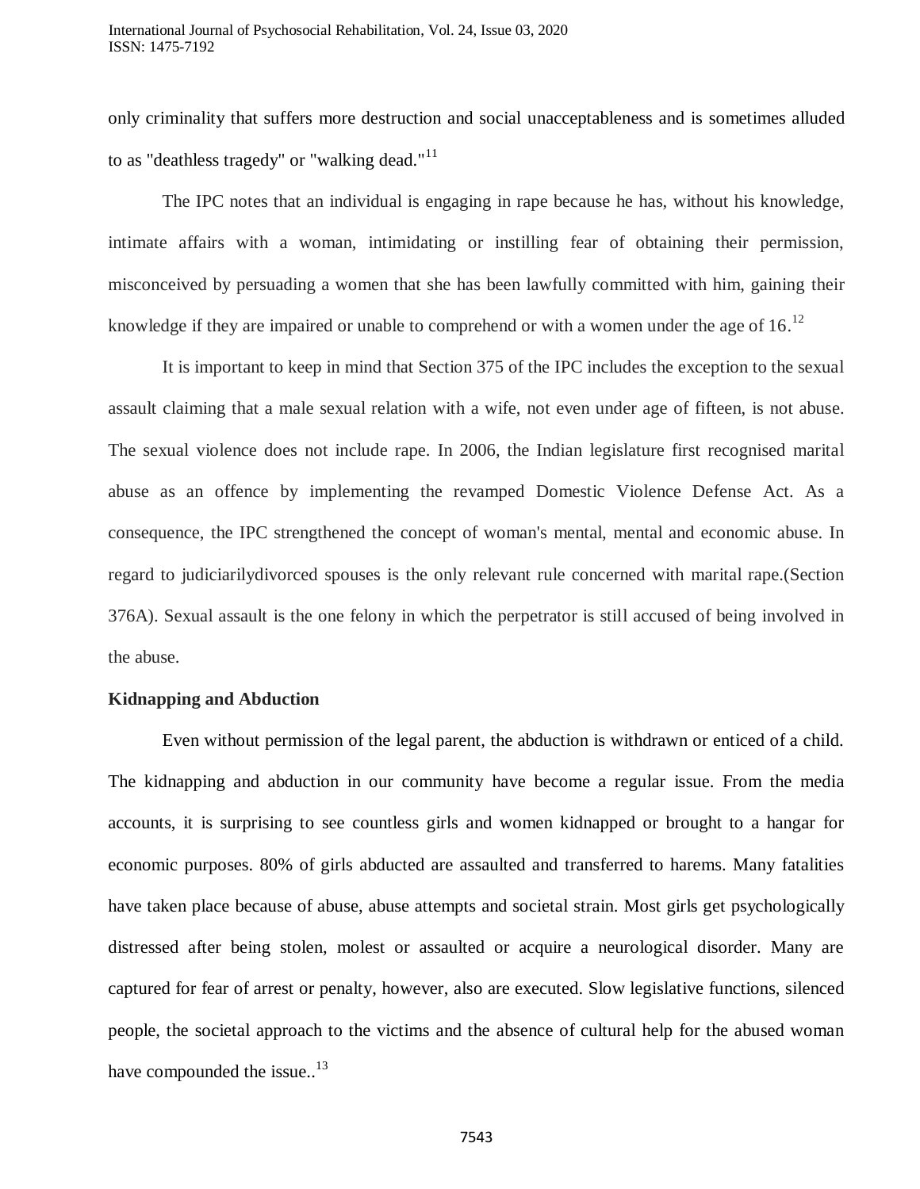only criminality that suffers more destruction and social unacceptableness and is sometimes alluded to as "deathless tragedy" or "walking dead."[11]

The IPC notes that an individual is engaging in rape because he has, without his knowledge, intimate affairs with a woman, intimidating or instilling fear of obtaining their permission, misconceived by persuading a women that she has been lawfully committed with him, gaining their knowledge if they are impaired or unable to comprehend or with a women under the age of 16.[12]

It is important to keep in mind that Section 375 of the IPC includes the exception to the sexual assault claiming that a male sexual relation with a wife, not even under age of fifteen, is not abuse. The sexual violence does not include rape. In 2006, the Indian legislature first recognised marital abuse as an offence by implementing the revamped Domestic Violence Defense Act. As a consequence, the IPC strengthened the concept of woman's mental, mental and economic abuse. In regard to judiciarilydivorced spouses is the only relevant rule concerned with marital rape.(Section 376A). Sexual assault is the one felony in which the perpetrator is still accused of being involved in the abuse.

**Kidnapping and Abduction**

Even without permission of the legal parent, the abduction is withdrawn or enticed of a child. The kidnapping and abduction in our community have become a regular issue. From the media accounts, it is surprising to see countless girls and women kidnapped or brought to a hangar for economic purposes. 80% of girls abducted are assaulted and transferred to harems. Many fatalities have taken place because of abuse, abuse attempts and societal strain. Most girls get psychologically distressed after being stolen, molest or assaulted or acquire a neurological disorder. Many are captured for fear of arrest or penalty, however, also are executed. Slow legislative functions, silenced people, the societal approach to the victims and the absence of cultural help for the abused woman have compounded the issue..[13]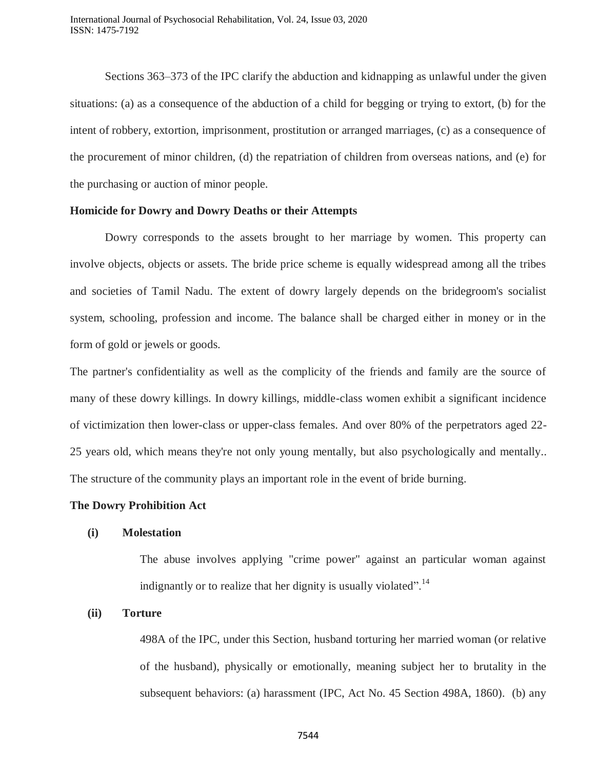Sections 363–373 of the IPC clarify the abduction and kidnapping as unlawful under the given situations: (a) as a consequence of the abduction of a child for begging or trying to extort, (b) for the intent of robbery, extortion, imprisonment, prostitution or arranged marriages, (c) as a consequence of the procurement of minor children, (d) the repatriation of children from overseas nations, and (e) for the purchasing or auction of minor people.

**Homicide for Dowry and Dowry Deaths or their Attempts**

Dowry corresponds to the assets brought to her marriage by women. This property can involve objects, objects or assets. The bride price scheme is equally widespread among all the tribes and societies of Tamil Nadu. The extent of dowry largely depends on the bridegroom's socialist system, schooling, profession and income. The balance shall be charged either in money or in the form of gold or jewels or goods.

The partner's confidentiality as well as the complicity of the friends and family are the source of many of these dowry killings. In dowry killings, middle-class women exhibit a significant incidence of victimization then lower-class or upper-class females. And over 80% of the perpetrators aged 22-25 years old, which means they're not only young mentally, but also psychologically and mentally.. The structure of the community plays an important role in the event of bride burning.

**The Dowry Prohibition Act**

**(i) Molestation**

The abuse involves applying "crime power" against an particular woman against indignantly or to realize that her dignity is usually violated".[14]

**(ii) Torture**

498A of the IPC, under this Section, husband torturing her married woman (or relative of the husband), physically or emotionally, meaning subject her to brutality in the subsequent behaviors: (a) harassment (IPC, Act No. 45 Section 498A, 1860). (b) any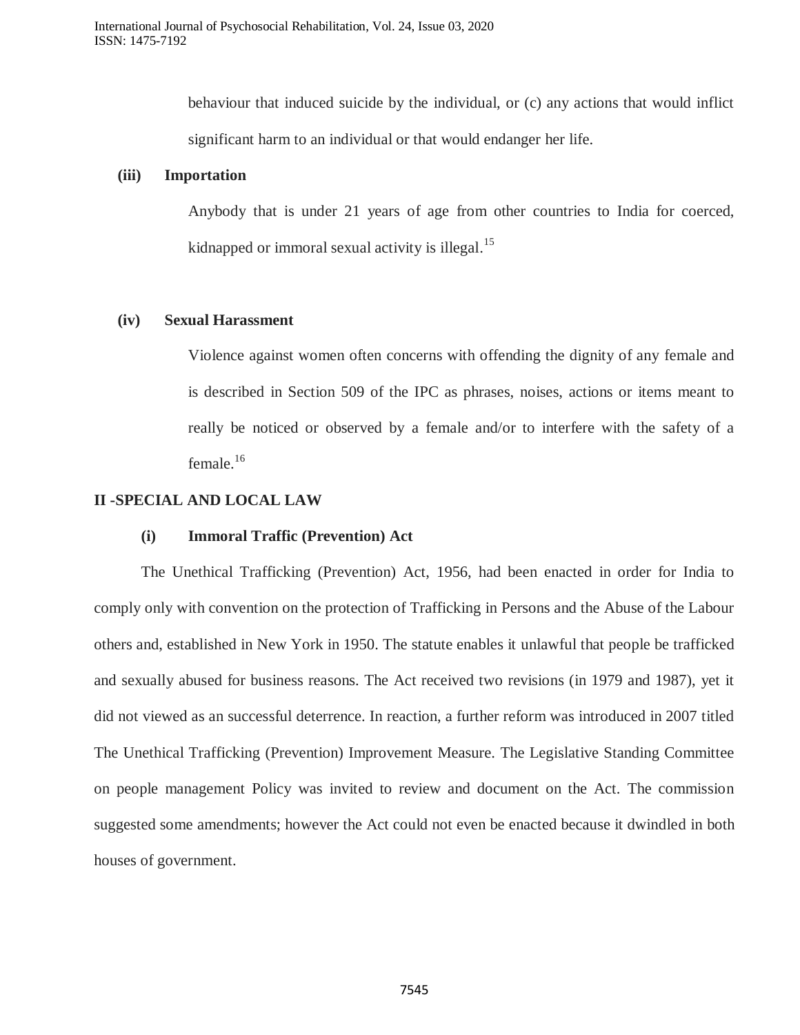behaviour that induced suicide by the individual, or (c) any actions that would inflict significant harm to an individual or that would endanger her life.

**(iii) Importation**

Anybody that is under 21 years of age from other countries to India for coerced, kidnapped or immoral sexual activity is illegal.[15]

**(iv) Sexual Harassment**

Violence against women often concerns with offending the dignity of any female and is described in Section 509 of the IPC as phrases, noises, actions or items meant to really be noticed or observed by a female and/or to interfere with the safety of a female.[16]

## II -SPECIAL AND LOCAL LAW

**(i) Immoral Traffic (Prevention) Act**

The Unethical Trafficking (Prevention) Act, 1956, had been enacted in order for India to comply only with convention on the protection of Trafficking in Persons and the Abuse of the Labour others and, established in New York in 1950. The statute enables it unlawful that people be trafficked and sexually abused for business reasons. The Act received two revisions (in 1979 and 1987), yet it did not viewed as an successful deterrence. In reaction, a further reform was introduced in 2007 titled The Unethical Trafficking (Prevention) Improvement Measure. The Legislative Standing Committee on people management Policy was invited to review and document on the Act. The commission suggested some amendments; however the Act could not even be enacted because it dwindled in both houses of government.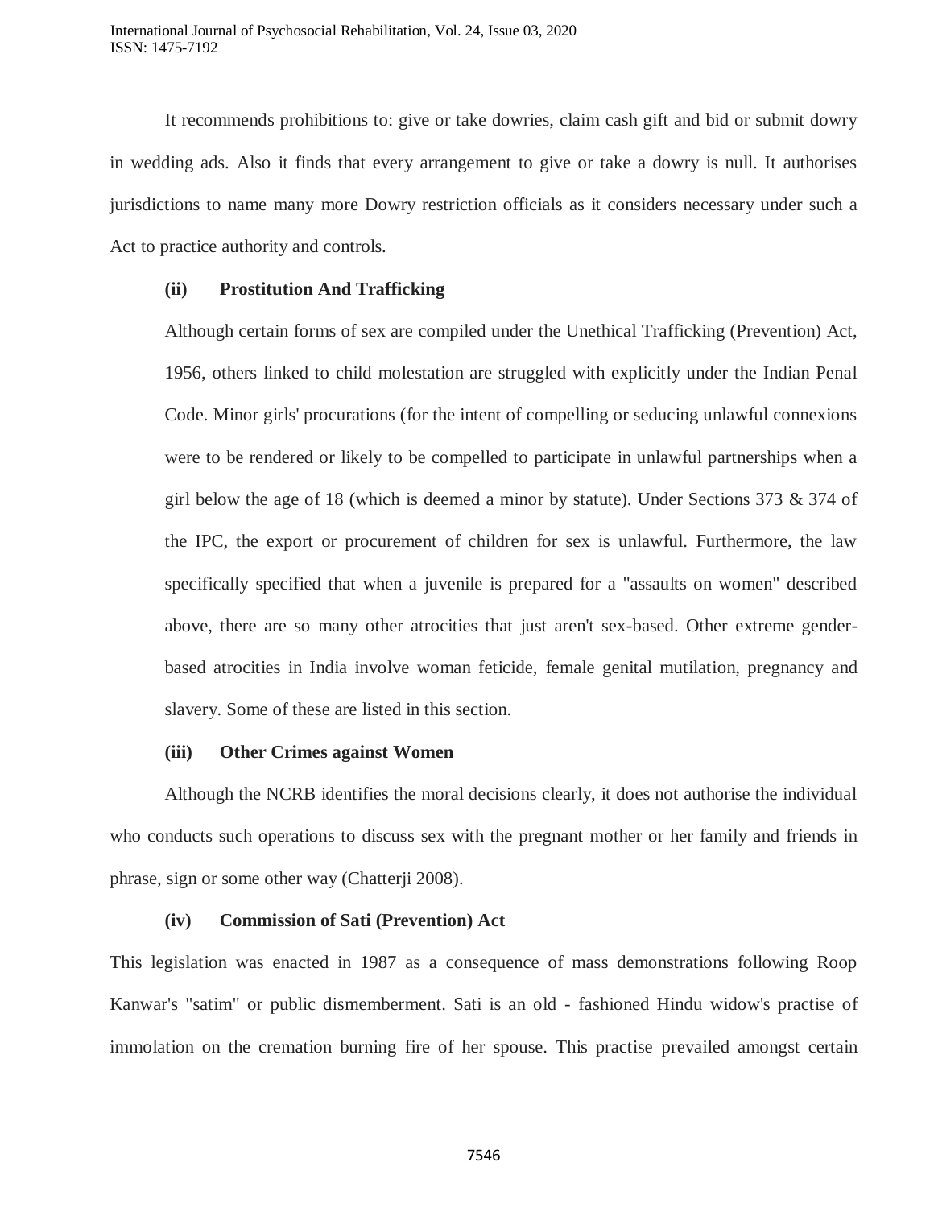It recommends prohibitions to: give or take dowries, claim cash gift and bid or submit dowry in wedding ads. Also it finds that every arrangement to give or take a dowry is null. It authorises jurisdictions to name many more Dowry restriction officials as it considers necessary under such a Act to practice authority and controls.

**(ii) Prostitution And Trafficking**

Although certain forms of sex are compiled under the Unethical Trafficking (Prevention) Act, 1956, others linked to child molestation are struggled with explicitly under the Indian Penal Code. Minor girls' procurations (for the intent of compelling or seducing unlawful connexions were to be rendered or likely to be compelled to participate in unlawful partnerships when a girl below the age of 18 (which is deemed a minor by statute). Under Sections 373 & 374 of the IPC, the export or procurement of children for sex is unlawful. Furthermore, the law specifically specified that when a juvenile is prepared for a "assaults on women" described above, there are so many other atrocities that just aren't sex-based. Other extreme gender-based atrocities in India involve woman feticide, female genital mutilation, pregnancy and slavery. Some of these are listed in this section.

**(iii) Other Crimes against Women**

Although the NCRB identifies the moral decisions clearly, it does not authorise the individual who conducts such operations to discuss sex with the pregnant mother or her family and friends in phrase, sign or some other way (Chatterji 2008).

**(iv) Commission of Sati (Prevention) Act**

This legislation was enacted in 1987 as a consequence of mass demonstrations following Roop Kanwar's "satim" or public dismemberment. Sati is an old - fashioned Hindu widow's practise of immolation on the cremation burning fire of her spouse. This practise prevailed amongst certain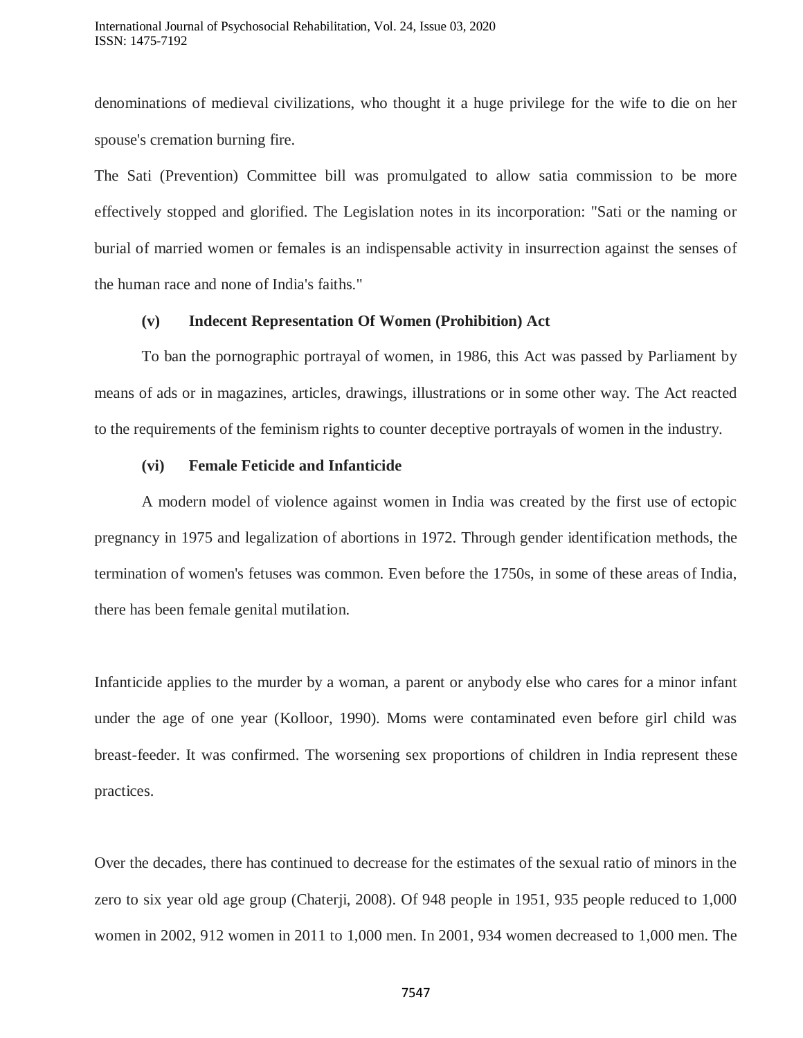denominations of medieval civilizations, who thought it a huge privilege for the wife to die on her spouse's cremation burning fire.

The Sati (Prevention) Committee bill was promulgated to allow satia commission to be more effectively stopped and glorified. The Legislation notes in its incorporation: "Sati or the naming or burial of married women or females is an indispensable activity in insurrection against the senses of the human race and none of India's faiths."

**(v) Indecent Representation Of Women (Prohibition) Act**

To ban the pornographic portrayal of women, in 1986, this Act was passed by Parliament by means of ads or in magazines, articles, drawings, illustrations or in some other way. The Act reacted to the requirements of the feminism rights to counter deceptive portrayals of women in the industry.

**(vi) Female Feticide and Infanticide**

A modern model of violence against women in India was created by the first use of ectopic pregnancy in 1975 and legalization of abortions in 1972. Through gender identification methods, the termination of women's fetuses was common. Even before the 1750s, in some of these areas of India, there has been female genital mutilation.

Infanticide applies to the murder by a woman, a parent or anybody else who cares for a minor infant under the age of one year (Kolloor, 1990). Moms were contaminated even before girl child was breast-feeder. It was confirmed. The worsening sex proportions of children in India represent these practices.

Over the decades, there has continued to decrease for the estimates of the sexual ratio of minors in the zero to six year old age group (Chaterji, 2008). Of 948 people in 1951, 935 people reduced to 1,000 women in 2002, 912 women in 2011 to 1,000 men. In 2001, 934 women decreased to 1,000 men. The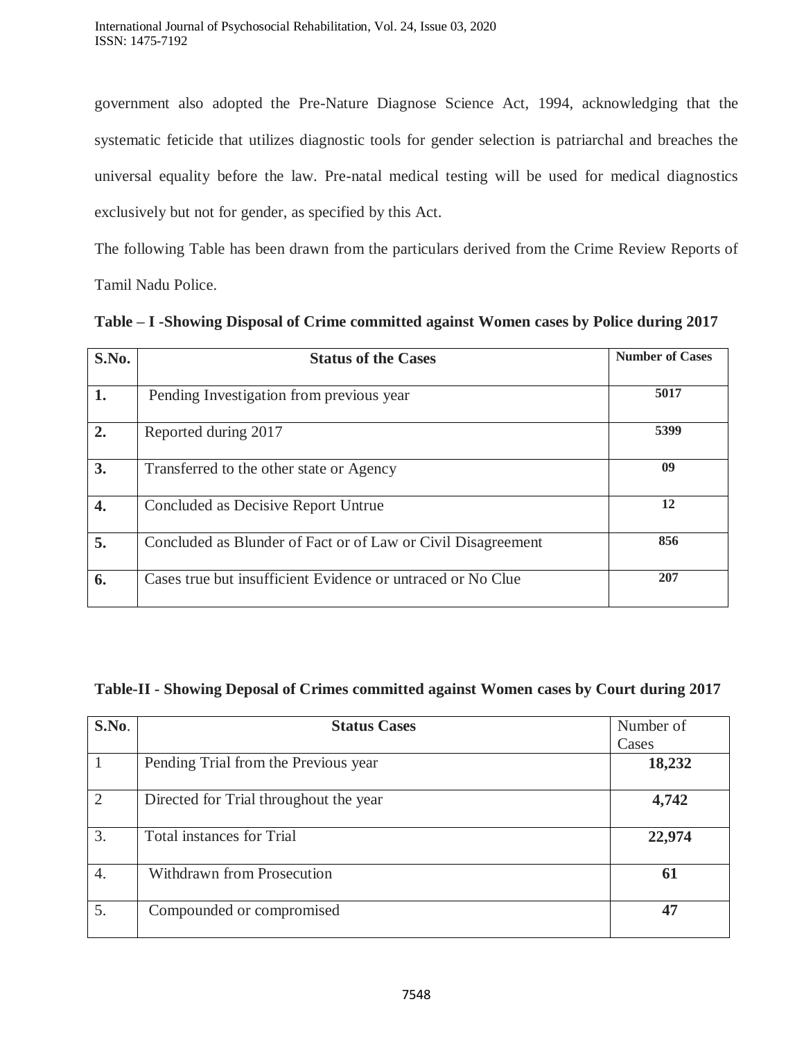government also adopted the Pre-Nature Diagnose Science Act, 1994, acknowledging that the systematic feticide that utilizes diagnostic tools for gender selection is patriarchal and breaches the universal equality before the law. Pre-natal medical testing will be used for medical diagnostics exclusively but not for gender, as specified by this Act.

The following Table has been drawn from the particulars derived from the Crime Review Reports of Tamil Nadu Police.

**Table – I -Showing Disposal of Crime committed against Women cases by Police during 2017**

| S.No. | Status of the Cases | Number of Cases |
|---|---|---|
| 1. | Pending Investigation from previous year | 5017 |
| 2. | Reported during 2017 | 5399 |
| 3. | Transferred to the other state or Agency | 09 |
| 4. | Concluded as Decisive Report Untrue | 12 |
| 5. | Concluded as Blunder of Fact or of Law or Civil Disagreement | 856 |
| 6. | Cases true but insufficient Evidence or untraced or No Clue | 207 |

**Table-II - Showing Deposal of Crimes committed against Women cases by Court during 2017**

| S.No. | Status Cases | Number of Cases |
|---|---|---|
| 1 | Pending Trial from the Previous year | **18,232** |
| 2 | Directed for Trial throughout the year | **4,742** |
| 3. | Total instances for Trial | **22,974** |
| 4. | Withdrawn from Prosecution | **61** |
| 5. | Compounded or compromised | **47** |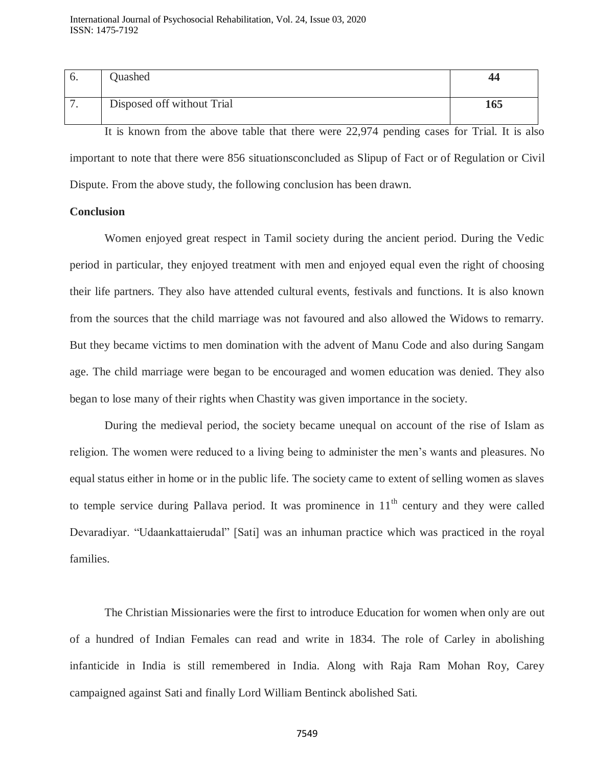| 6. | Quashed | **44** |
|---|---|---|
| 7. | Disposed off without Trial | **165** |

It is known from the above table that there were 22,974 pending cases for Trial. It is also important to note that there were 856 situationsconcluded as Slipup of Fact or of Regulation or Civil Dispute. From the above study, the following conclusion has been drawn.

**Conclusion**

Women enjoyed great respect in Tamil society during the ancient period. During the Vedic period in particular, they enjoyed treatment with men and enjoyed equal even the right of choosing their life partners. They also have attended cultural events, festivals and functions. It is also known from the sources that the child marriage was not favoured and also allowed the Widows to remarry. But they became victims to men domination with the advent of Manu Code and also during Sangam age. The child marriage were began to be encouraged and women education was denied. They also began to lose many of their rights when Chastity was given importance in the society.

During the medieval period, the society became unequal on account of the rise of Islam as religion. The women were reduced to a living being to administer the men's wants and pleasures. No equal status either in home or in the public life. The society came to extent of selling women as slaves to temple service during Pallava period. It was prominence in 11th century and they were called Devaradiyar. "Udaankattaierudal" [Sati] was an inhuman practice which was practiced in the royal families.

The Christian Missionaries were the first to introduce Education for women when only are out of a hundred of Indian Females can read and write in 1834. The role of Carley in abolishing infanticide in India is still remembered in India. Along with Raja Ram Mohan Roy, Carey campaigned against Sati and finally Lord William Bentinck abolished Sati.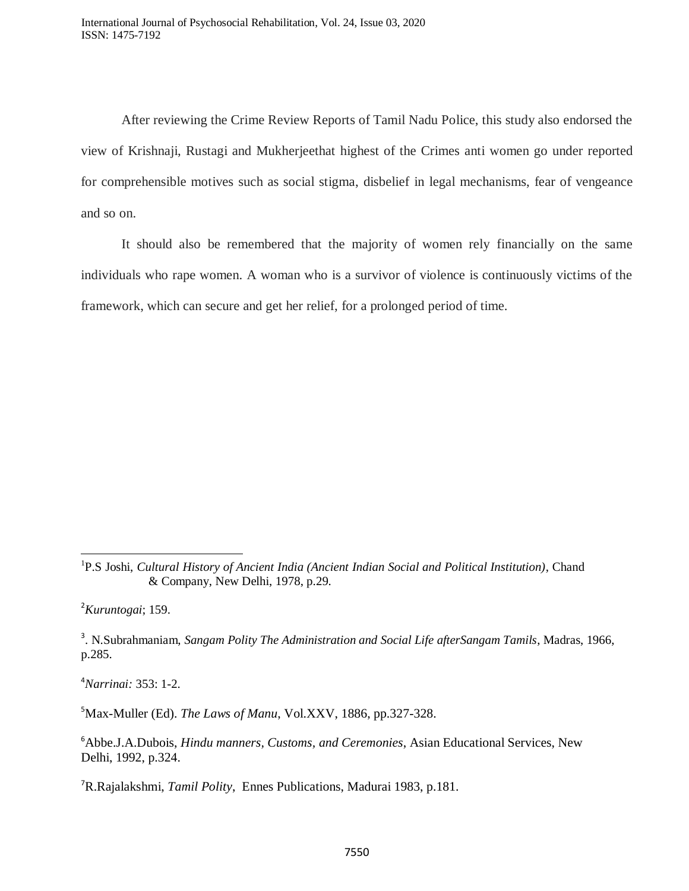After reviewing the Crime Review Reports of Tamil Nadu Police, this study also endorsed the view of Krishnaji, Rustagi and Mukherjeethat highest of the Crimes anti women go under reported for comprehensible motives such as social stigma, disbelief in legal mechanisms, fear of vengeance and so on.

It should also be remembered that the majority of women rely financially on the same individuals who rape women. A woman who is a survivor of violence is continuously victims of the framework, which can secure and get her relief, for a prolonged period of time.

---

[1]P.S Joshi, *Cultural History of Ancient India (Ancient Indian Social and Political Institution)*, Chand & Company, New Delhi, 1978, p.29.

[2]*Kuruntogai*; 159.

[3]. N.Subrahmaniam, *Sangam Polity The Administration and Social Life afterSangam Tamils*, Madras, 1966, p.285.

[4]*Narrinai:* 353: 1-2.

[5]Max-Muller (Ed). *The Laws of Manu*, Vol.XXV, 1886, pp.327-328.

[6]Abbe.J.A.Dubois, *Hindu manners, Customs, and Ceremonies*, Asian Educational Services, New Delhi, 1992, p.324.

[7]R.Rajalakshmi, *Tamil Polity*, Ennes Publications, Madurai 1983, p.181.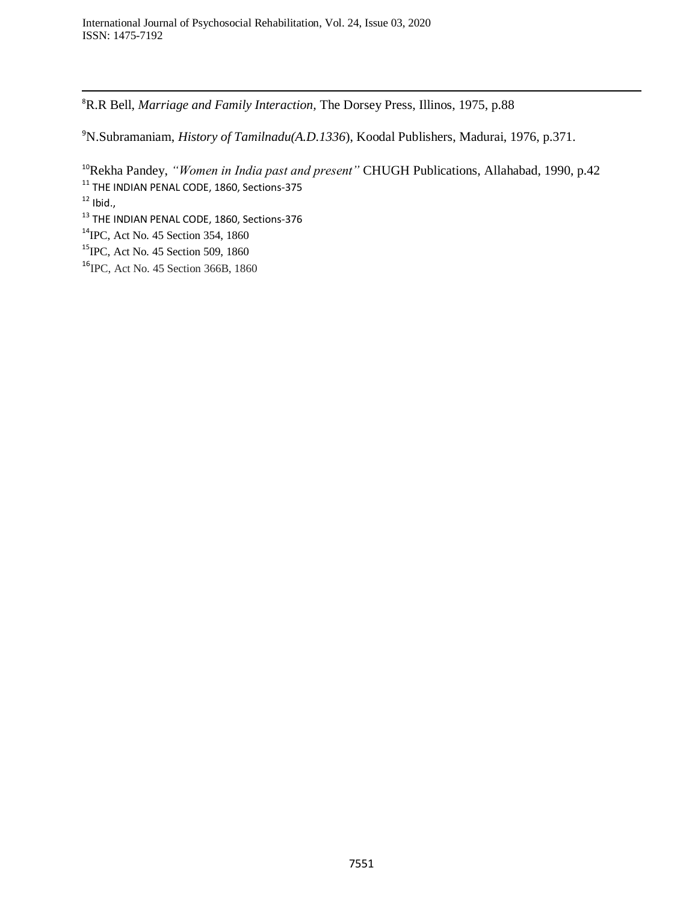[8]R.R Bell, *Marriage and Family Interaction,* The Dorsey Press, Illinos, 1975, p.88

[9]N.Subramaniam, *History of Tamilnadu(A.D.1336*), Koodal Publishers, Madurai, 1976, p.371.

[10]Rekha Pandey, *"Women in India past and present"* CHUGH Publications, Allahabad, 1990, p.42

[11] THE INDIAN PENAL CODE, 1860, Sections-375

[12] Ibid.,

[13] THE INDIAN PENAL CODE, 1860, Sections-376

[14]IPC, Act No. 45 Section 354, 1860

[15]IPC, Act No. 45 Section 509, 1860

[16]IPC, Act No. 45 Section 366B, 1860